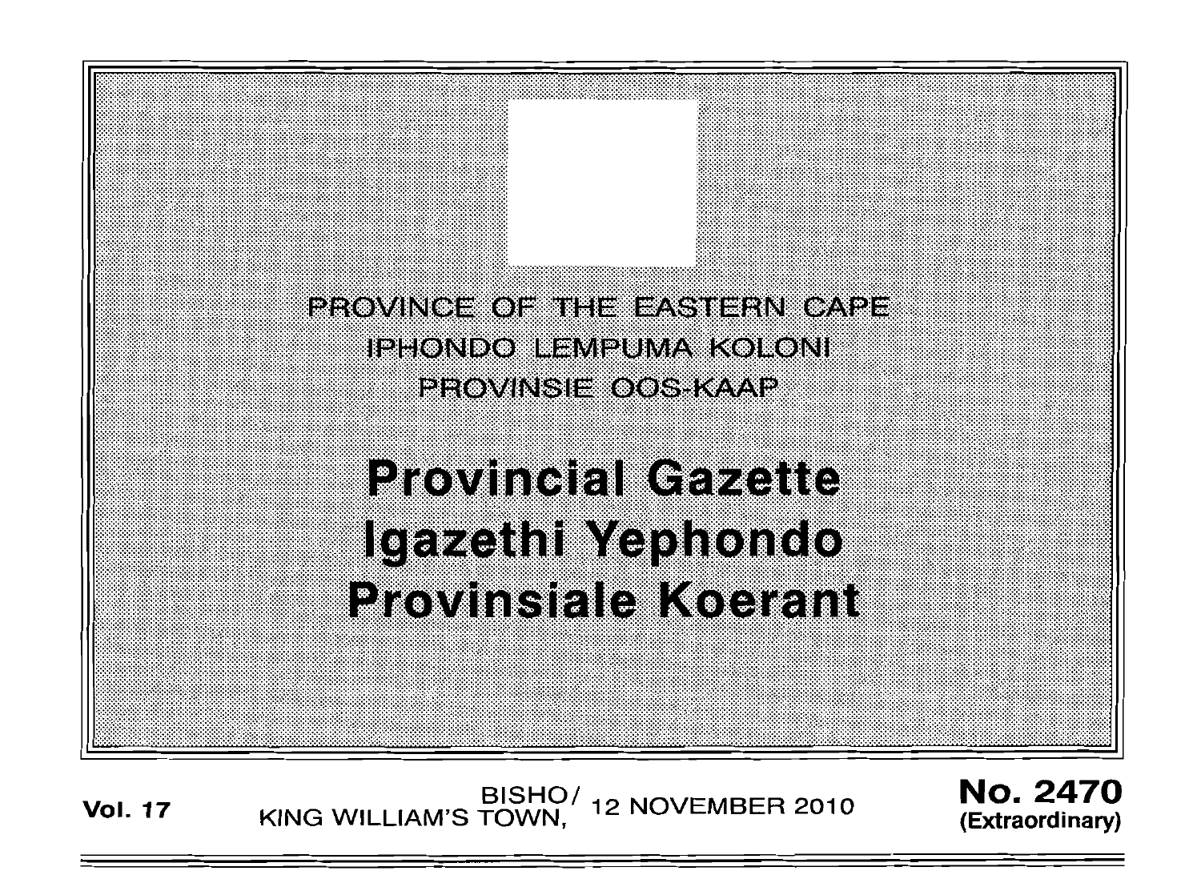PROVINCE OF THE EASTERN CAPE
IPHONDO LEMPUMA KOLONI
PROVINSIE OOS-KAAP

# Provincial Gazette
# Igazethi Yephondo
# Provinsiale Koerant

**Vol. 17** BISHO/KING WILLIAM'S TOWN, 12 NOVEMBER 2010 **No. 2470 (Extraordinary)**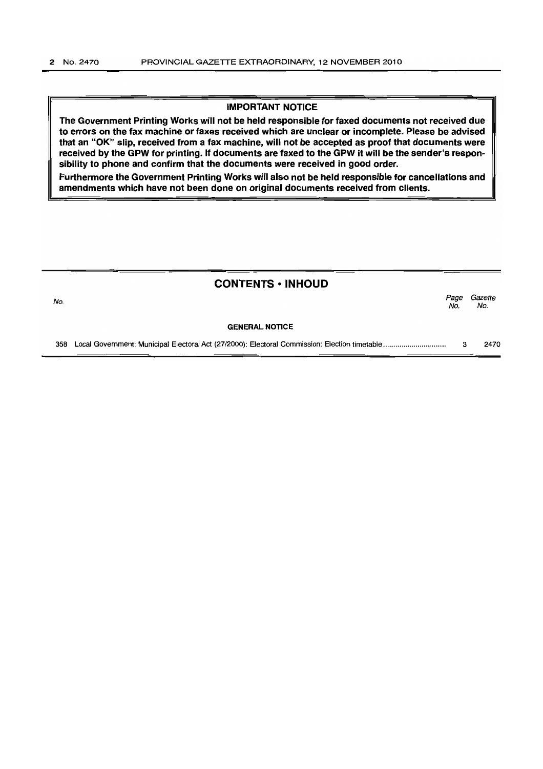**IMPORTANT NOTICE**

**The Government Printing Works will not be held responsible for faxed documents not received due to errors on the fax machine or faxes received which are unclear or incomplete. Please be advised that an "OK" slip, received from a fax machine, will not be accepted as proof that documents were received by the GPW for printing. If documents are faxed to the GPW it will be the sender's responsibility to phone and confirm that the documents were received in good order.**

**Furthermore the Government Printing Works will also not be held responsible for cancellations and amendments which have not been done on original documents received from clients.**

## CONTENTS • INHOUD

| No. | | Page No. | Gazette No. |
|---|---|---|---|
| | **GENERAL NOTICE** | | |
| 358 | Local Government: Municipal Electoral Act (27/2000): Electoral Commission: Election timetable | 3 | 2470 |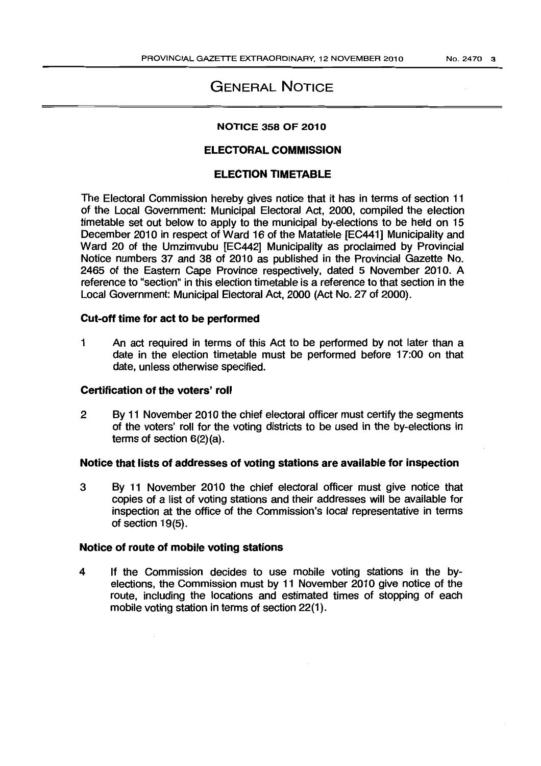# GENERAL NOTICE

## NOTICE 358 OF 2010

## ELECTORAL COMMISSION

## ELECTION TIMETABLE

The Electoral Commission hereby gives notice that it has in terms of section 11 of the Local Government: Municipal Electoral Act, 2000, compiled the election timetable set out below to apply to the municipal by-elections to be held on 15 December 2010 in respect of Ward 16 of the Matatiele [EC441] Municipality and Ward 20 of the Umzimvubu [EC442] Municipality as proclaimed by Provincial Notice numbers 37 and 38 of 2010 as published in the Provincial Gazette No. 2465 of the Eastern Cape Province respectively, dated 5 November 2010. A reference to "section" in this election timetable is a reference to that section in the Local Government: Municipal Electoral Act, 2000 (Act No. 27 of 2000).

### Cut-off time for act to be performed

1 An act required in terms of this Act to be performed by not later than a date in the election timetable must be performed before 17:00 on that date, unless otherwise specified.

### Certification of the voters' roll

2 By 11 November 2010 the chief electoral officer must certify the segments of the voters' roll for the voting districts to be used in the by-elections in terms of section 6(2)(a).

### Notice that lists of addresses of voting stations are available for inspection

3 By 11 November 2010 the chief electoral officer must give notice that copies of a list of voting stations and their addresses will be available for inspection at the office of the Commission's local representative in terms of section 19(5).

### Notice of route of mobile voting stations

4 If the Commission decides to use mobile voting stations in the by-elections, the Commission must by 11 November 2010 give notice of the route, including the locations and estimated times of stopping of each mobile voting station in terms of section 22(1).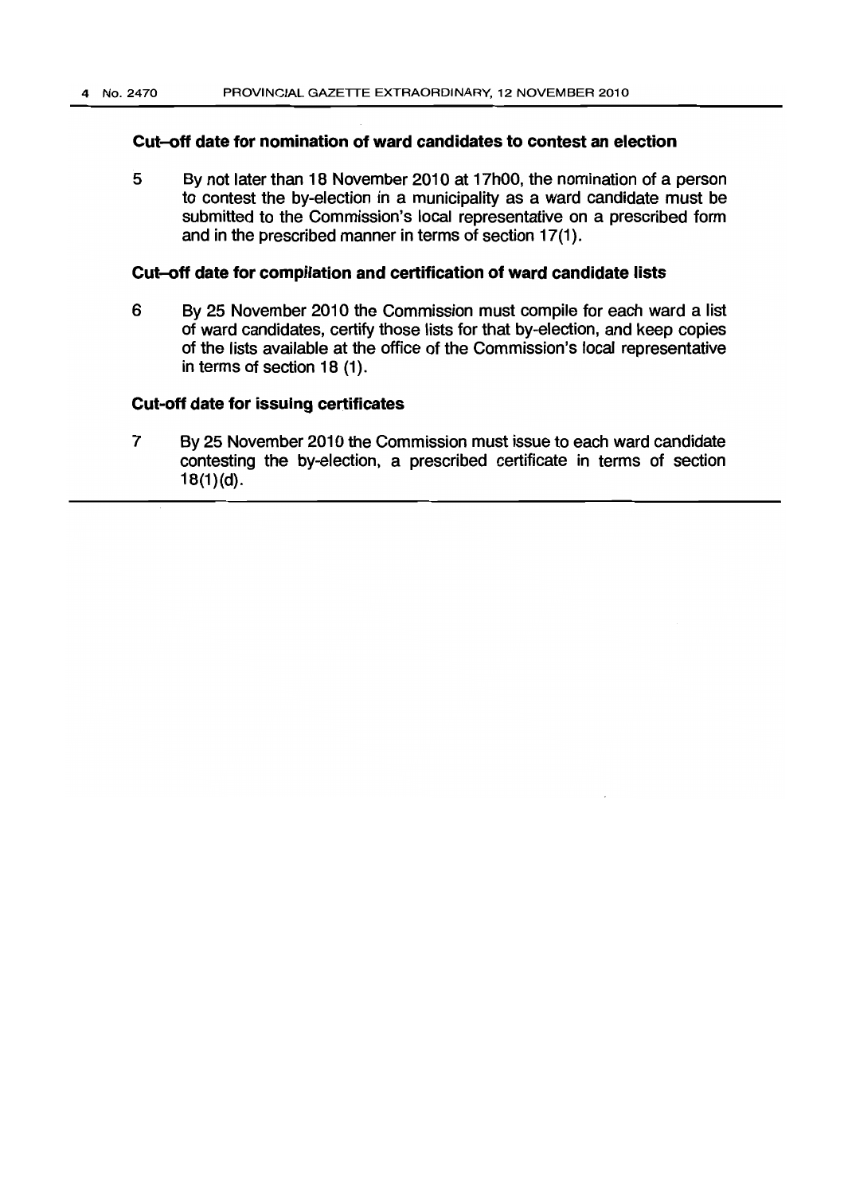### Cut–off date for nomination of ward candidates to contest an election

5 By not later than 18 November 2010 at 17h00, the nomination of a person to contest the by-election in a municipality as a ward candidate must be submitted to the Commission's local representative on a prescribed form and in the prescribed manner in terms of section 17(1).

### Cut–off date for compilation and certification of ward candidate lists

6 By 25 November 2010 the Commission must compile for each ward a list of ward candidates, certify those lists for that by-election, and keep copies of the lists available at the office of the Commission's local representative in terms of section 18 (1).

### Cut-off date for issuing certificates

7 By 25 November 2010 the Commission must issue to each ward candidate contesting the by-election, a prescribed certificate in terms of section 18(1)(d).